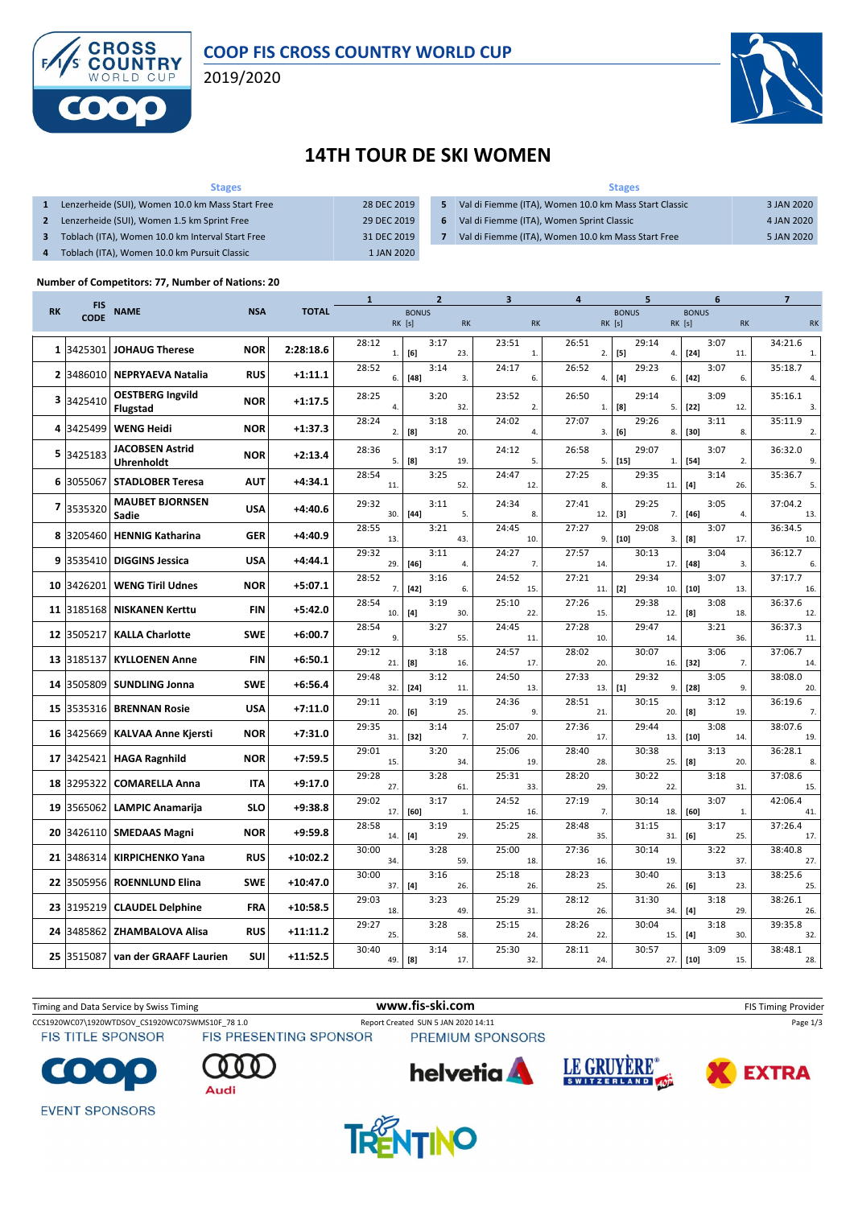# COOP FIS CROSS COUNTRY WORLD CUP

2019/2020

# 14TH TOUR DE SKI WOMEN

| | Stages | |
|---|---|---|
| 1 | Lenzerheide (SUI), Women 10.0 km Mass Start Free | 28 DEC 2019 |
| 2 | Lenzerheide (SUI), Women 1.5 km Sprint Free | 29 DEC 2019 |
| 3 | Toblach (ITA), Women 10.0 km Interval Start Free | 31 DEC 2019 |
| 4 | Toblach (ITA), Women 10.0 km Pursuit Classic | 1 JAN 2020 |
| 5 | Val di Fiemme (ITA), Women 10.0 km Mass Start Classic | 3 JAN 2020 |
| 6 | Val di Fiemme (ITA), Women Sprint Classic | 4 JAN 2020 |
| 7 | Val di Fiemme (ITA), Women 10.0 km Mass Start Free | 5 JAN 2020 |

**Number of Competitors: 77, Number of Nations: 20**

| RK | FIS CODE | NAME | NSA | TOTAL | 1 | 1 RK | 2 BONUS [s] | 2 | 2 RK | 3 | 3 RK | 4 | 4 RK | 5 BONUS [s] | 5 | 5 RK | 6 BONUS [s] | 6 | 6 RK | 7 | 7 RK |
|---|---|---|---|---|---|---|---|---|---|---|---|---|---|---|---|---|---|---|---|---|---|
| 1 | 3425301 | JOHAUG Therese | NOR | 2:28:18.6 | 28:12 | 1. | [6] | 3:17 | 23. | 23:51 | 1. | 26:51 | 2. | [5] | 29:14 | 4. | [24] | 3:07 | 11. | 34:21.6 | 1. |
| 2 | 3486010 | NEPRYAEVA Natalia | RUS | +1:11.1 | 28:52 | 6. | [48] | 3:14 | 3. | 24:17 | 6. | 26:52 | 4. | [4] | 29:23 | 6. | [42] | 3:07 | 6. | 35:18.7 | 4. |
| 3 | 3425410 | OESTBERG Ingvild Flugstad | NOR | +1:17.5 | 28:25 | 4. | | 3:20 | 32. | 23:52 | 2. | 26:50 | 1. | [8] | 29:14 | 5. | [22] | 3:09 | 12. | 35:16.1 | 3. |
| 4 | 3425499 | WENG Heidi | NOR | +1:37.3 | 28:24 | 2. | [8] | 3:18 | 20. | 24:02 | 4. | 27:07 | 3. | [6] | 29:26 | 8. | [30] | 3:11 | 8. | 35:11.9 | 2. |
| 5 | 3425183 | JACOBSEN Astrid Uhrenholdt | NOR | +2:13.4 | 28:36 | 5. | [8] | 3:17 | 19. | 24:12 | 5. | 26:58 | 5. | [15] | 29:07 | 1. | [54] | 3:07 | 2. | 36:32.0 | 9. |
| 6 | 3055067 | STADLOBER Teresa | AUT | +4:34.1 | 28:54 | 11. | | 3:25 | 52. | 24:47 | 12. | 27:25 | 8. | | 29:35 | 11. | [4] | 3:14 | 26. | 35:36.7 | 5. |
| 7 | 3535320 | MAUBET BJORNSEN Sadie | USA | +4:40.6 | 29:32 | 30. | [44] | 3:11 | 5. | 24:34 | 8. | 27:41 | 12. | [3] | 29:25 | 7. | [46] | 3:05 | 4. | 37:04.2 | 13. |
| 8 | 3205460 | HENNIG Katharina | GER | +4:40.9 | 28:55 | 13. | | 3:21 | 43. | 24:45 | 10. | 27:27 | 9. | [10] | 29:08 | 3. | [8] | 3:07 | 17. | 36:34.5 | 10. |
| 9 | 3535410 | DIGGINS Jessica | USA | +4:44.1 | 29:32 | 29. | [46] | 3:11 | 4. | 24:27 | 7. | 27:57 | 14. | | 30:13 | 17. | [48] | 3:04 | 3. | 36:12.7 | 6. |
| 10 | 3426201 | WENG Tiril Udnes | NOR | +5:07.1 | 28:52 | 7. | [42] | 3:16 | 6. | 24:52 | 15. | 27:21 | 11. | [2] | 29:34 | 10. | [10] | 3:07 | 13. | 37:17.7 | 16. |
| 11 | 3185168 | NISKANEN Kerttu | FIN | +5:42.0 | 28:54 | 10. | [4] | 3:19 | 30. | 25:10 | 22. | 27:26 | 15. | | 29:38 | 12. | [8] | 3:08 | 18. | 36:37.6 | 12. |
| 12 | 3505217 | KALLA Charlotte | SWE | +6:00.7 | 28:54 | 9. | | 3:27 | 55. | 24:45 | 11. | 27:28 | 10. | | 29:47 | 14. | | 3:21 | 36. | 36:37.3 | 11. |
| 13 | 3185137 | KYLLOENEN Anne | FIN | +6:50.1 | 29:12 | 21. | [8] | 3:18 | 16. | 24:57 | 17. | 28:02 | 20. | | 30:07 | 16. | [32] | 3:06 | 7. | 37:06.7 | 14. |
| 14 | 3505809 | SUNDLING Jonna | SWE | +6:56.4 | 29:48 | 32. | [24] | 3:12 | 11. | 24:50 | 13. | 27:33 | 13. | [1] | 29:32 | 9. | [28] | 3:05 | 9. | 38:08.0 | 20. |
| 15 | 3535316 | BRENNAN Rosie | USA | +7:11.0 | 29:11 | 20. | [6] | 3:19 | 25. | 24:36 | 9. | 28:51 | 21. | | 30:15 | 20. | [8] | 3:12 | 19. | 36:19.6 | 7. |
| 16 | 3425669 | KALVAA Anne Kjersti | NOR | +7:31.0 | 29:35 | 31. | [32] | 3:14 | 7. | 25:07 | 20. | 27:36 | 17. | | 29:44 | 13. | [10] | 3:08 | 14. | 38:07.6 | 19. |
| 17 | 3425421 | HAGA Ragnhild | NOR | +7:59.5 | 29:01 | 15. | | 3:20 | 34. | 25:06 | 19. | 28:40 | 28. | | 30:38 | 25. | [8] | 3:13 | 20. | 36:28.1 | 8. |
| 18 | 3295322 | COMARELLA Anna | ITA | +9:17.0 | 29:28 | 27. | | 3:28 | 61. | 25:31 | 33. | 28:20 | 29. | | 30:22 | 22. | | 3:18 | 31. | 37:08.6 | 15. |
| 19 | 3565062 | LAMPIC Anamarija | SLO | +9:38.8 | 29:02 | 17. | [60] | 3:17 | 1. | 24:52 | 16. | 27:19 | 7. | | 30:14 | 18. | [60] | 3:07 | 1. | 42:06.4 | 41. |
| 20 | 3426110 | SMEDAAS Magni | NOR | +9:59.8 | 28:58 | 14. | [4] | 3:19 | 29. | 25:25 | 28. | 28:48 | 35. | | 31:15 | 31. | [6] | 3:17 | 25. | 37:26.4 | 17. |
| 21 | 3486314 | KIRPICHENKO Yana | RUS | +10:02.2 | 30:00 | 34. | | 3:28 | 59. | 25:00 | 18. | 27:36 | 16. | | 30:14 | 19. | | 3:22 | 37. | 38:40.8 | 27. |
| 22 | 3505956 | ROENNLUND Elina | SWE | +10:47.0 | 30:00 | 37. | [4] | 3:16 | 26. | 25:18 | 26. | 28:23 | 25. | | 30:40 | 26. | [6] | 3:13 | 23. | 38:25.6 | 25. |
| 23 | 3195219 | CLAUDEL Delphine | FRA | +10:58.5 | 29:03 | 18. | | 3:23 | 49. | 25:29 | 31. | 28:12 | 26. | | 31:30 | 34. | [4] | 3:18 | 29. | 38:26.1 | 26. |
| 24 | 3485862 | ZHAMBALOVA Alisa | RUS | +11:11.2 | 29:27 | 25. | | 3:28 | 58. | 25:15 | 24. | 28:26 | 22. | | 30:04 | 15. | [4] | 3:18 | 30. | 39:35.8 | 32. |
| 25 | 3515087 | van der GRAAFF Laurien | SUI | +11:52.5 | 30:40 | 49. | [8] | 3:14 | 17. | 25:30 | 32. | 28:11 | 24. | | 30:57 | 27. | [10] | 3:09 | 15. | 38:48.1 | 28. |

Timing and Data Service by Swiss Timing — www.fis-ski.com — FIS Timing Provider

CCS1920WC07\1920WTDSOV_CS1920WC07SWMS10F_78 1.0 — Report Created SUN 5 JAN 2020 14:11

FIS TITLE SPONSOR — FIS PRESENTING SPONSOR — PREMIUM SPONSORS

EVENT SPONSORS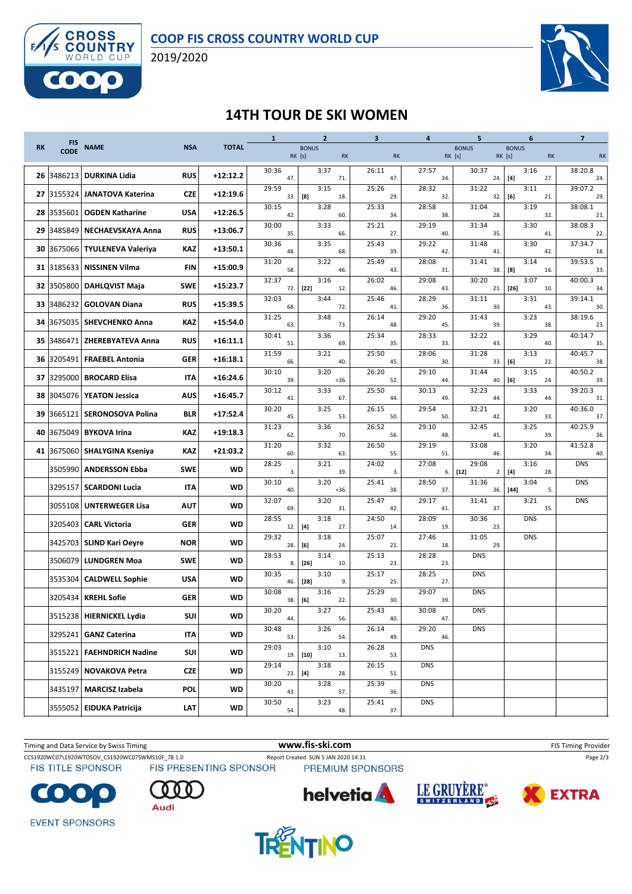COOP FIS CROSS COUNTRY WORLD CUP

2019/2020

# 14TH TOUR DE SKI WOMEN

| RK | FIS CODE | NAME | NSA | TOTAL | 1 | | 2 BONUS RK [s] | | 2 RK | 3 | | 4 | | 5 BONUS RK [s] | | 5 RK | 6 BONUS RK [s] | | 6 RK | 7 | |
|---|---|---|---|---|---|---|---|---|---|---|---|---|---|---|---|---|---|---|---|---|---|
| 26 | 3486213 | DURKINA Lidia | RUS | +12:12.2 | 30:36 | 47. | | 3:37 | 71. | 26:11 | 47. | 27:57 | 34. | | 30:37 | 24. | [4] | 3:16 | 27. | 38:20.8 | 24. |
| 27 | 3155324 | JANATOVA Katerina | CZE | +12:19.6 | 29:59 | 33. | [8] | 3:15 | 18. | 25:26 | 29. | 28:32 | 32. | | 31:22 | 32. | [6] | 3:11 | 21. | 39:07.2 | 29. |
| 28 | 3535601 | OGDEN Katharine | USA | +12:26.5 | 30:15 | 42. | | 3:28 | 60. | 25:33 | 34. | 28:58 | 38. | | 31:04 | 28. | | 3:19 | 32. | 38:08.1 | 21. |
| 29 | 3485849 | NECHAEVSKAYA Anna | RUS | +13:06.7 | 30:00 | 35. | | 3:33 | 66. | 25:21 | 27. | 29:19 | 40. | | 31:34 | 35. | | 3:30 | 41. | 38:08.3 | 22. |
| 30 | 3675066 | TYULENEVA Valeriya | KAZ | +13:50.1 | 30:36 | 48. | | 3:35 | 68. | 25:43 | 39. | 29:22 | 42. | | 31:48 | 41. | | 3:30 | 42. | 37:34.7 | 18. |
| 31 | 3185633 | NISSINEN Vilma | FIN | +15:00.9 | 31:20 | 58. | | 3:22 | 46. | 25:49 | 43. | 28:08 | 31. | | 31:41 | 38. | [8] | 3:14 | 16. | 39:53.5 | 33. |
| 32 | 3505800 | DAHLQVIST Maja | SWE | +15:23.7 | 32:37 | 72. | [22] | 3:16 | 12. | 26:02 | 46. | 29:08 | 43. | | 30:20 | 21. | [26] | 3:07 | 10. | 40:00.3 | 34. |
| 33 | 3486232 | GOLOVAN Diana | RUS | +15:39.5 | 32:03 | 68. | | 3:44 | 72. | 25:46 | 41. | 28:29 | 36. | | 31:11 | 30. | | 3:31 | 43. | 39:14.1 | 30. |
| 34 | 3675035 | SHEVCHENKO Anna | KAZ | +15:54.0 | 31:25 | 63. | | 3:48 | 73. | 26:14 | 48. | 29:20 | 45. | | 31:43 | 39. | | 3:23 | 38. | 38:19.6 | 23. |
| 35 | 3486471 | ZHEREBYATEVA Anna | RUS | +16:11.1 | 30:41 | 51. | | 3:36 | 69. | 25:34 | 35. | 28:33 | 33. | | 32:22 | 43. | | 3:29 | 40. | 40:14.7 | 35. |
| 36 | 3205491 | FRAEBEL Antonia | GER | +16:18.1 | 31:59 | 66. | | 3:21 | 40. | 25:50 | 45. | 28:06 | 30. | | 31:28 | 33. | [6] | 3:13 | 22. | 40:45.7 | 38. |
| 37 | 3295000 | BROCARD Elisa | ITA | +16:24.6 | 30:10 | 39. | | 3:20 | =36. | 26:20 | 52. | 29:10 | 44. | | 31:44 | 40. | [6] | 3:15 | 24. | 40:50.2 | 39. |
| 38 | 3045076 | YEATON Jessica | AUS | +16:45.7 | 30:12 | 41. | | 3:33 | 67. | 25:50 | 44. | 30:13 | 49. | | 32:23 | 44. | | 3:33 | 44. | 39:20.3 | 31. |
| 39 | 3665121 | SERONOSOVA Polina | BLR | +17:52.4 | 30:20 | 45. | | 3:25 | 53. | 26:15 | 50. | 29:54 | 50. | | 32:21 | 42. | | 3:20 | 33. | 40:36.0 | 37. |
| 40 | 3675049 | BYKOVA Irina | KAZ | +19:18.3 | 31:23 | 62. | | 3:36 | 70. | 26:52 | 56. | 29:10 | 48. | | 32:45 | 45. | | 3:25 | 39. | 40:25.9 | 36. |
| 41 | 3675060 | SHALYGINA Kseniya | KAZ | +21:03.2 | 31:20 | 60. | | 3:32 | 63. | 26:50 | 55. | 29:19 | 51. | | 33:08 | 46. | | 3:20 | 34. | 41:52.8 | 40. |
| | 3505990 | ANDERSSON Ebba | SWE | WD | 28:25 | 3. | | 3:21 | 39. | 24:02 | 3. | 27:08 | 6. | [12] | 29:08 | 2. | [4] | 3:16 | 28. | DNS | |
| | 3295157 | SCARDONI Lucia | ITA | WD | 30:10 | 40. | | 3:20 | =36. | 25:41 | 38. | 28:50 | 37. | | 31:36 | 36. | [44] | 3:04 | 5. | DNS | |
| | 3055108 | UNTERWEGER Lisa | AUT | WD | 32:07 | 69. | | 3:20 | 31. | 25:47 | 42. | 29:17 | 41. | | 31:41 | 37. | | 3:21 | 35. | DNS | |
| | 3205403 | CARL Victoria | GER | WD | 28:55 | 12. | [4] | 3:18 | 27. | 24:50 | 14. | 28:09 | 19. | | 30:36 | 23. | | DNS | | | |
| | 3425703 | SLIND Kari Oeyre | NOR | WD | 29:32 | 28. | [6] | 3:18 | 24. | 25:07 | 21. | 27:46 | 18. | | 31:05 | 29. | | DNS | | | |
| | 3506079 | LUNDGREN Moa | SWE | WD | 28:53 | 8. | [26] | 3:14 | 10. | 25:13 | 23. | 28:28 | 23. | | DNS | | | | | | |
| | 3535304 | CALDWELL Sophie | USA | WD | 30:35 | 46. | [28] | 3:10 | 9. | 25:17 | 25. | 28:25 | 27. | | DNS | | | | | | |
| | 3205434 | KREHL Sofie | GER | WD | 30:08 | 38. | [6] | 3:16 | 22. | 25:29 | 30. | 29:07 | 39. | | DNS | | | | | | |
| | 3515238 | HIERNICKEL Lydia | SUI | WD | 30:20 | 44. | | 3:27 | 56. | 25:43 | 40. | 30:08 | 47. | | DNS | | | | | | |
| | 3295241 | GANZ Caterina | ITA | WD | 30:48 | 53. | | 3:26 | 54. | 26:14 | 49. | 29:20 | 46. | | DNS | | | | | | |
| | 3515221 | FAEHNDRICH Nadine | SUI | WD | 29:03 | 19. | [10] | 3:10 | 13. | 26:28 | 53. | DNS | | | | | | | | | |
| | 3155249 | NOVAKOVA Petra | CZE | WD | 29:14 | 23. | [4] | 3:18 | 28. | 26:15 | 51. | DNS | | | | | | | | | |
| | 3435197 | MARCISZ Izabela | POL | WD | 30:20 | 43. | | 3:28 | 57. | 25:39 | 36. | DNS | | | | | | | | | |
| | 3555052 | EIDUKA Patricija | LAT | WD | 30:50 | 54. | | 3:23 | 48. | 25:41 | 37. | DNS | | | | | | | | | |

Timing and Data Service by Swiss Timing — www.fis-ski.com — FIS Timing Provider

CCS1920WC07\1920WTDSOV_CS1920WC07SWMS10F_78 1.0 — Report Created SUN 5 JAN 2020 14:11

FIS TITLE SPONSOR: COOP — FIS PRESENTING SPONSOR: Audi — PREMIUM SPONSORS: helvetia, LE GRUYÈRE SWITZERLAND AOP, EXTRA

EVENT SPONSORS: TRENTINO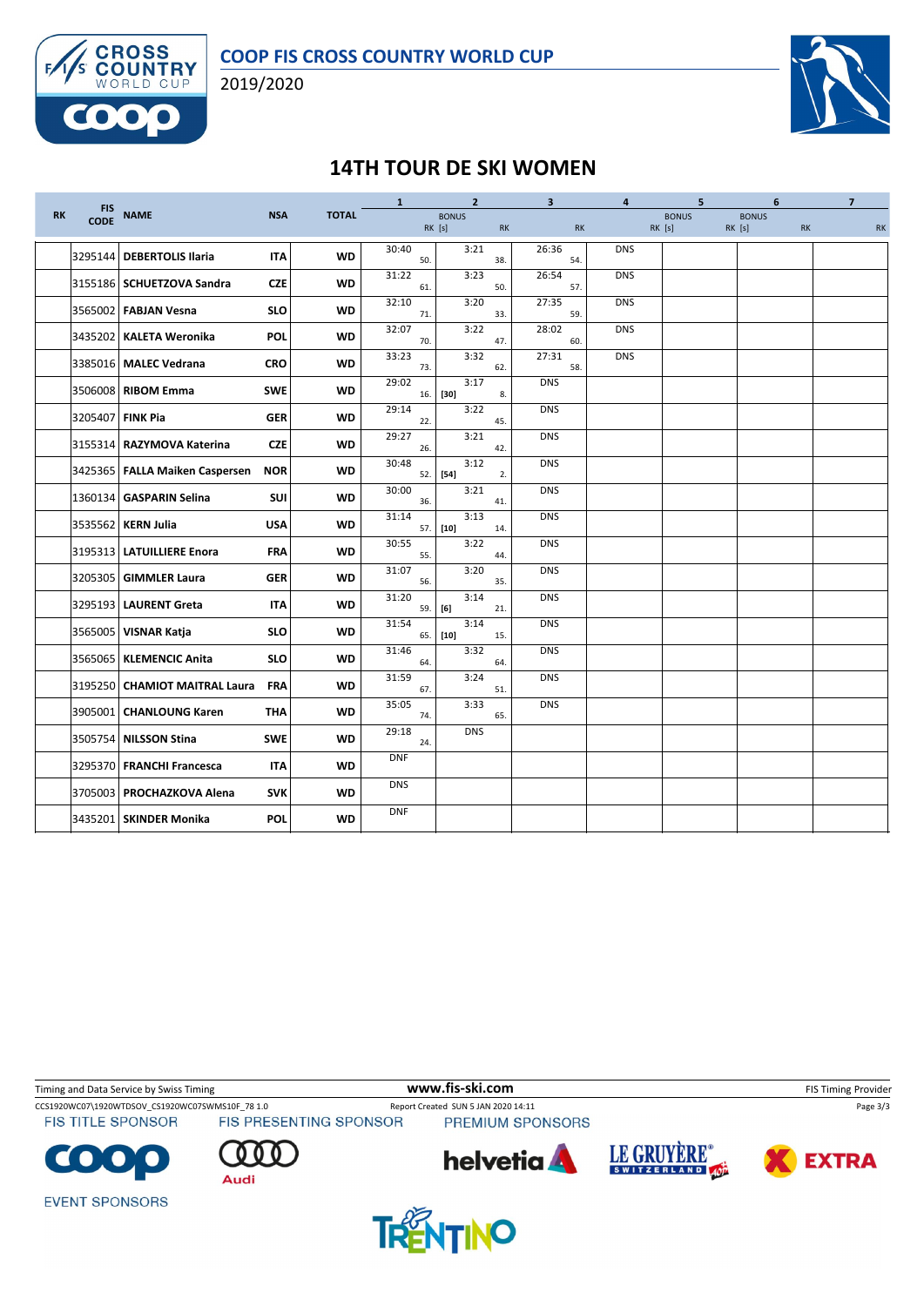# COOP FIS CROSS COUNTRY WORLD CUP

2019/2020

## 14TH TOUR DE SKI WOMEN

| RK | FIS CODE | NAME | NSA | TOTAL | 1 | 2 BONUS RK [s] | 2 RK | 3 RK | 4 | 5 BONUS RK [s] | 6 BONUS RK [s] | 6 RK | 7 RK |
|---|---|---|---|---|---|---|---|---|---|---|---|---|---|
| | 3295144 | DEBERTOLIS Ilaria | ITA | WD | 30:40 50. | | 3:21 38. | 26:36 54. | DNS | | | | |
| | 3155186 | SCHUETZOVA Sandra | CZE | WD | 31:22 61. | | 3:23 50. | 26:54 57. | DNS | | | | |
| | 3565002 | FABJAN Vesna | SLO | WD | 32:10 71. | | 3:20 33. | 27:35 59. | DNS | | | | |
| | 3435202 | KALETA Weronika | POL | WD | 32:07 70. | | 3:22 47. | 28:02 60. | DNS | | | | |
| | 3385016 | MALEC Vedrana | CRO | WD | 33:23 73. | | 3:32 62. | 27:31 58. | DNS | | | | |
| | 3506008 | RIBOM Emma | SWE | WD | 29:02 16. | [30] | 3:17 8. | DNS | | | | | |
| | 3205407 | FINK Pia | GER | WD | 29:14 22. | | 3:22 45. | DNS | | | | | |
| | 3155314 | RAZYMOVA Katerina | CZE | WD | 29:27 26. | | 3:21 42. | DNS | | | | | |
| | 3425365 | FALLA Maiken Caspersen | NOR | WD | 30:48 52. | [54] | 3:12 2. | DNS | | | | | |
| | 1360134 | GASPARIN Selina | SUI | WD | 30:00 36. | | 3:21 41. | DNS | | | | | |
| | 3535562 | KERN Julia | USA | WD | 31:14 57. | [10] | 3:13 14. | DNS | | | | | |
| | 3195313 | LATUILLIERE Enora | FRA | WD | 30:55 55. | | 3:22 44. | DNS | | | | | |
| | 3205305 | GIMMLER Laura | GER | WD | 31:07 56. | | 3:20 35. | DNS | | | | | |
| | 3295193 | LAURENT Greta | ITA | WD | 31:20 59. | [6] | 3:14 21. | DNS | | | | | |
| | 3565005 | VISNAR Katja | SLO | WD | 31:54 65. | [10] | 3:14 15. | DNS | | | | | |
| | 3565065 | KLEMENCIC Anita | SLO | WD | 31:46 64. | | 3:32 64. | DNS | | | | | |
| | 3195250 | CHAMIOT MAITRAL Laura | FRA | WD | 31:59 67. | | 3:24 51. | DNS | | | | | |
| | 3905001 | CHANLOUNG Karen | THA | WD | 35:05 74. | | 3:33 65. | DNS | | | | | |
| | 3505754 | NILSSON Stina | SWE | WD | 29:18 24. | | DNS | | | | | | |
| | 3295370 | FRANCHI Francesca | ITA | WD | DNF | | | | | | | | |
| | 3705003 | PROCHAZKOVA Alena | SVK | WD | DNS | | | | | | | | |
| | 3435201 | SKINDER Monika | POL | WD | DNF | | | | | | | | |

Timing and Data Service by Swiss Timing — www.fis-ski.com — FIS Timing Provider

CCS1920WC07\1920WTDSOV_CS1920WC07SWMS10F_78 1.0 — Report Created SUN 5 JAN 2020 14:11

FIS TITLE SPONSOR: COOP — FIS PRESENTING SPONSOR: Audi — PREMIUM SPONSORS: helvetia, LE GRUYÈRE SWITZERLAND AOP, EXTRA

EVENT SPONSORS: TRENTINO